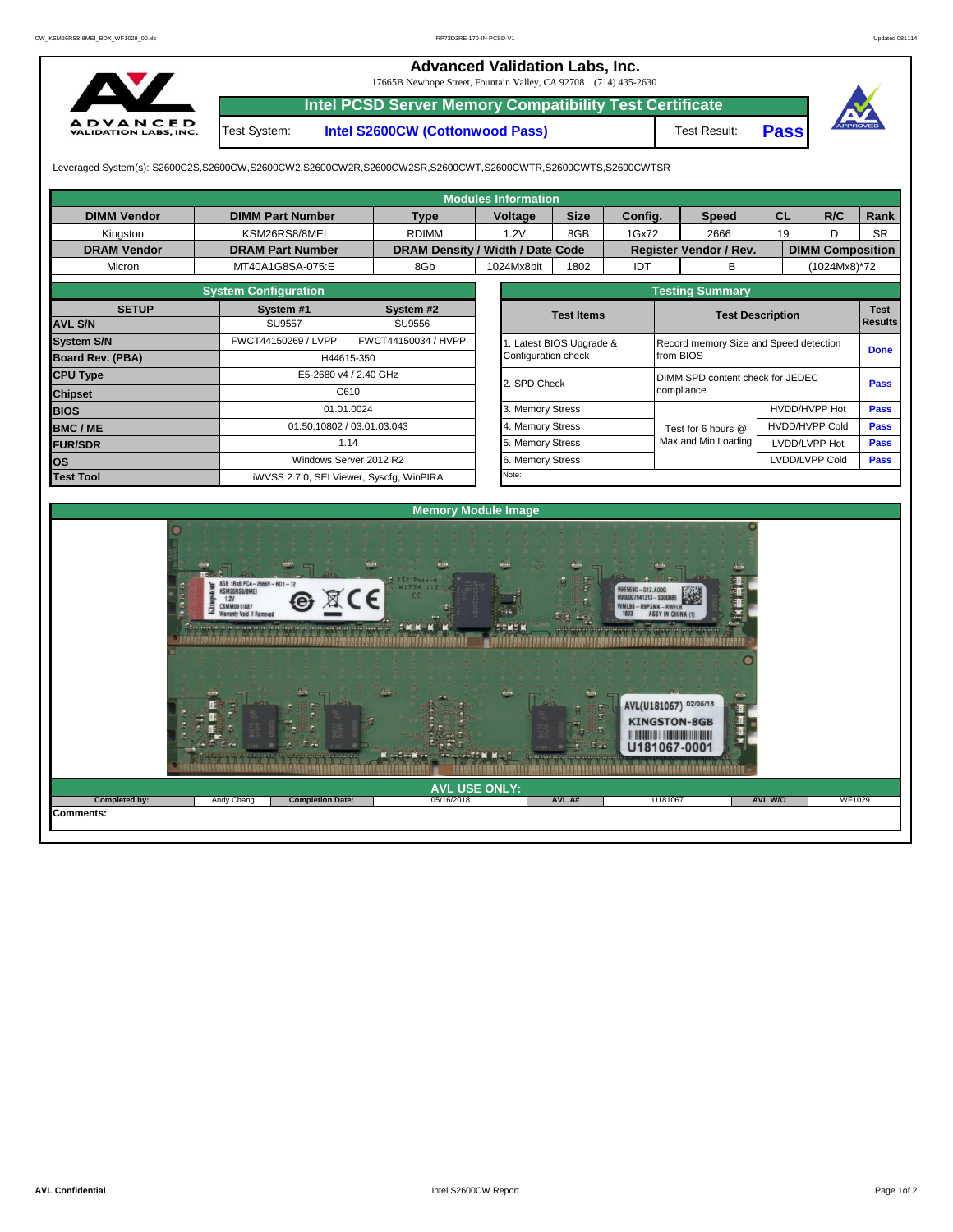# Advanced Validation Labs, Inc.

17665B Newhope Street, Fountain Valley, CA 92708 (714) 435-2630

## Intel PCSD Server Memory Compatibility Test Certificate

| Test System: | Intel S2600CW (Cottonwood Pass) | Test Result: | Pass |
|---|---|---|---|

Leveraged System(s): S2600C2S,S2600CW,S2600CW2,S2600CW2R,S2600CW2SR,S2600CWT,S2600CWTR,S2600CWTS,S2600CWTSR

### Modules Information

| DIMM Vendor | DIMM Part Number | Type | Voltage | Size | Config. | Speed | CL | R/C | Rank |
|---|---|---|---|---|---|---|---|---|---|
| Kingston | KSM26RS8/8MEI | RDIMM | 1.2V | 8GB | 1Gx72 | 2666 | 19 | D | SR |
| **DRAM Vendor** | **DRAM Part Number** | **DRAM Density / Width / Date Code** | | | **Register Vendor / Rev.** | | **DIMM Composition** | | |
| Micron | MT40A1G8SA-075:E | 8Gb | 1024Mx8bit | 1802 | IDT | B | (1024Mx8)*72 | | |

### System Configuration

| SETUP | System #1 | System #2 |
|---|---|---|
| AVL S/N | SU9557 | SU9556 |
| System S/N | FWCT44150269 / LVPP | FWCT44150034 / HVPP |
| Board Rev. (PBA) | H44615-350 | |
| CPU Type | E5-2680 v4 / 2.40 GHz | |
| Chipset | C610 | |
| BIOS | 01.01.0024 | |
| BMC / ME | 01.50.10802 / 03.01.03.043 | |
| FUR/SDR | 1.14 | |
| OS | Windows Server 2012 R2 | |
| Test Tool | iWVSS 2.7.0, SELViewer, Syscfg, WinPIRA | |

### Testing Summary

| Test Items | Test Description | | Test Results |
|---|---|---|---|
| 1. Latest BIOS Upgrade & Configuration check | Record memory Size and Speed detection from BIOS | | Done |
| 2. SPD Check | DIMM SPD content check for JEDEC compliance | | Pass |
| 3. Memory Stress | Test for 6 hours @ Max and Min Loading | HVDD/HVPP Hot | Pass |
| 4. Memory Stress | | HVDD/HVPP Cold | Pass |
| 5. Memory Stress | | LVDD/LVPP Hot | Pass |
| 6. Memory Stress | | LVDD/LVPP Cold | Pass |
| Note: | | | |

### Memory Module Image

### AVL USE ONLY:

| Completed by: | Andy Chang | Completion Date: | 05/16/2018 | AVL A#: | U181067 | AVL W/O | WF1029 |
|---|---|---|---|---|---|---|---|

**Comments:**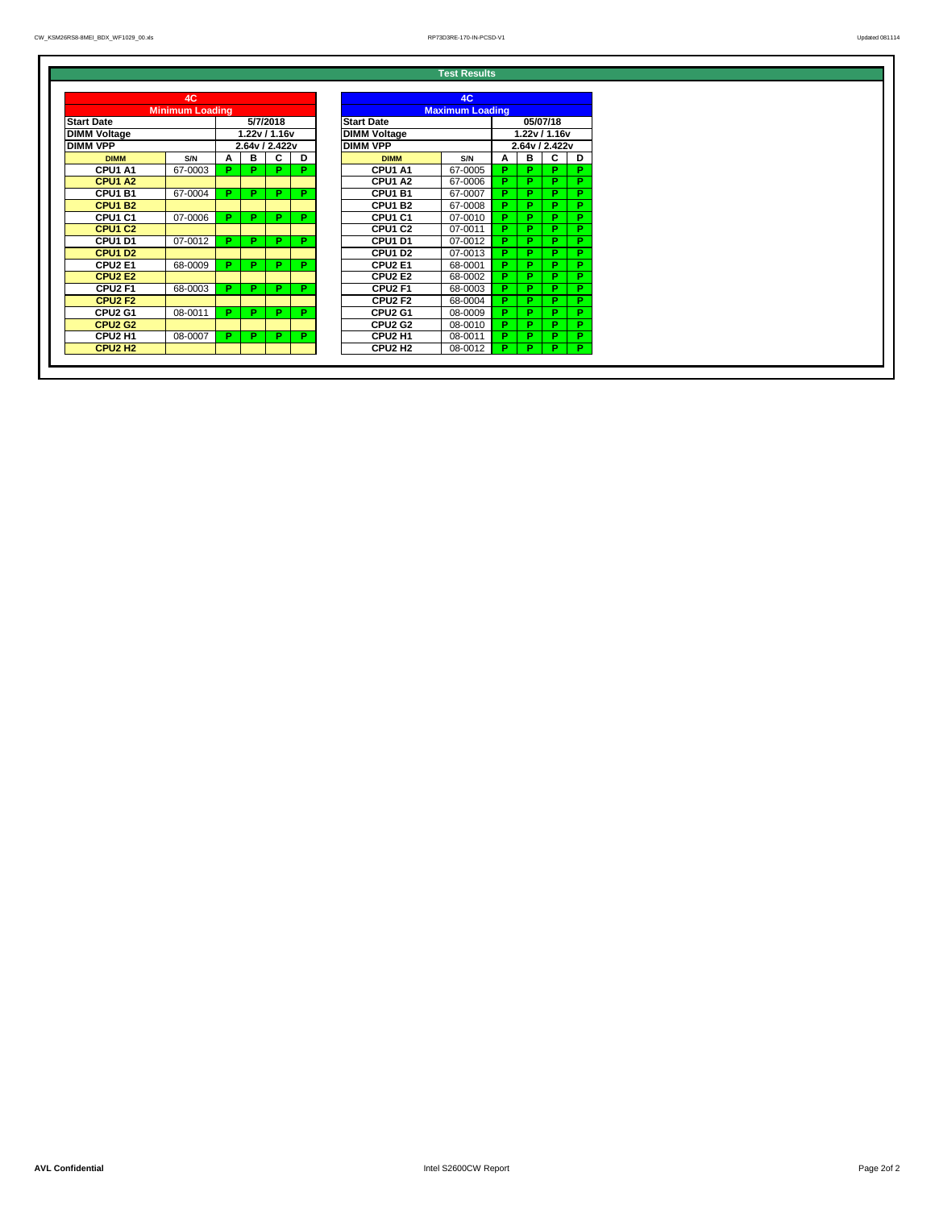## Test Results

| 4C Minimum Loading | | | | | |
|---|---|---|---|---|---|
| Start Date | | 5/7/2018 | | | |
| DIMM Voltage | | 1.22v / 1.16v | | | |
| DIMM VPP | | 2.64v / 2.422v | | | |
| DIMM | S/N | A | B | C | D |
| CPU1 A1 | 67-0003 | P | P | P | P |
| CPU1 A2 | | | | | |
| CPU1 B1 | 67-0004 | P | P | P | P |
| CPU1 B2 | | | | | |
| CPU1 C1 | 07-0006 | P | P | P | P |
| CPU1 C2 | | | | | |
| CPU1 D1 | 07-0012 | P | P | P | P |
| CPU1 D2 | | | | | |
| CPU2 E1 | 68-0009 | P | P | P | P |
| CPU2 E2 | | | | | |
| CPU2 F1 | 68-0003 | P | P | P | P |
| CPU2 F2 | | | | | |
| CPU2 G1 | 08-0011 | P | P | P | P |
| CPU2 G2 | | | | | |
| CPU2 H1 | 08-0007 | P | P | P | P |
| CPU2 H2 | | | | | |

| 4C Maximum Loading | | | | | |
|---|---|---|---|---|---|
| Start Date | | 05/07/18 | | | |
| DIMM Voltage | | 1.22v / 1.16v | | | |
| DIMM VPP | | 2.64v / 2.422v | | | |
| DIMM | S/N | A | B | C | D |
| CPU1 A1 | 67-0005 | P | P | P | P |
| CPU1 A2 | 67-0006 | P | P | P | P |
| CPU1 B1 | 67-0007 | P | P | P | P |
| CPU1 B2 | 67-0008 | P | P | P | P |
| CPU1 C1 | 07-0010 | P | P | P | P |
| CPU1 C2 | 07-0011 | P | P | P | P |
| CPU1 D1 | 07-0012 | P | P | P | P |
| CPU1 D2 | 07-0013 | P | P | P | P |
| CPU2 E1 | 68-0001 | P | P | P | P |
| CPU2 E2 | 68-0002 | P | P | P | P |
| CPU2 F1 | 68-0003 | P | P | P | P |
| CPU2 F2 | 68-0004 | P | P | P | P |
| CPU2 G1 | 08-0009 | P | P | P | P |
| CPU2 G2 | 08-0010 | P | P | P | P |
| CPU2 H1 | 08-0011 | P | P | P | P |
| CPU2 H2 | 08-0012 | P | P | P | P |